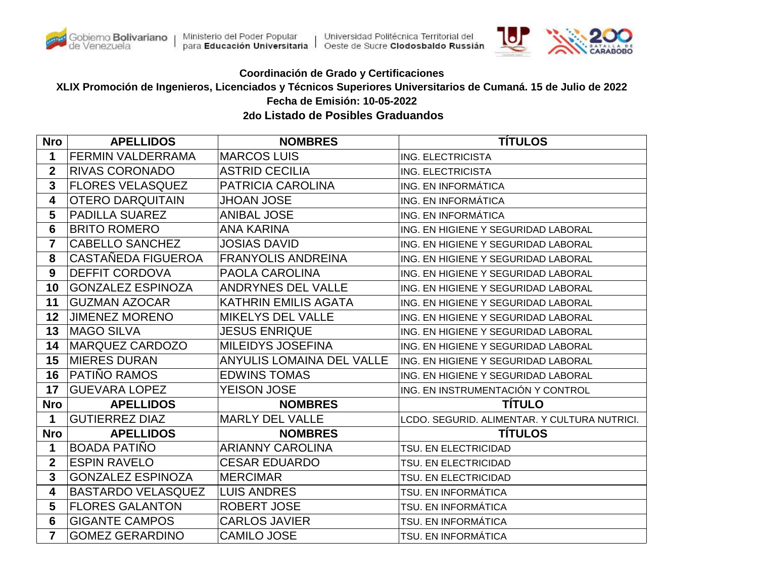Gobierno Bolivariano de Venezuela | Ministerio del Poder Popular para **Educación Universitaria** | Universidad Politécnica Territorial del Oeste de Sucre **Clodosbaldo Russián**

**Coordinación de Grado y Certificaciones**

**XLIX Promoción de Ingenieros, Licenciados y Técnicos Superiores Universitarios de Cumaná. 15 de Julio de 2022**

**Fecha de Emisión: 10-05-2022**

**2do Listado de Posibles Graduandos**

| Nro | APELLIDOS | NOMBRES | TÍTULOS |
|---|---|---|---|
| 1 | FERMIN VALDERRAMA | MARCOS LUIS | ING. ELECTRICISTA |
| 2 | RIVAS CORONADO | ASTRID CECILIA | ING. ELECTRICISTA |
| 3 | FLORES VELASQUEZ | PATRICIA CAROLINA | ING. EN INFORMÁTICA |
| 4 | OTERO DARQUITAIN | JHOAN JOSE | ING. EN INFORMÁTICA |
| 5 | PADILLA SUAREZ | ANIBAL JOSE | ING. EN INFORMÁTICA |
| 6 | BRITO ROMERO | ANA KARINA | ING. EN HIGIENE Y SEGURIDAD LABORAL |
| 7 | CABELLO SANCHEZ | JOSIAS DAVID | ING. EN HIGIENE Y SEGURIDAD LABORAL |
| 8 | CASTAÑEDA FIGUEROA | FRANYOLIS ANDREINA | ING. EN HIGIENE Y SEGURIDAD LABORAL |
| 9 | DEFFIT CORDOVA | PAOLA CAROLINA | ING. EN HIGIENE Y SEGURIDAD LABORAL |
| 10 | GONZALEZ ESPINOZA | ANDRYNES DEL VALLE | ING. EN HIGIENE Y SEGURIDAD LABORAL |
| 11 | GUZMAN AZOCAR | KATHRIN EMILIS AGATA | ING. EN HIGIENE Y SEGURIDAD LABORAL |
| 12 | JIMENEZ MORENO | MIKELYS DEL VALLE | ING. EN HIGIENE Y SEGURIDAD LABORAL |
| 13 | MAGO SILVA | JESUS ENRIQUE | ING. EN HIGIENE Y SEGURIDAD LABORAL |
| 14 | MARQUEZ CARDOZO | MILEIDYS JOSEFINA | ING. EN HIGIENE Y SEGURIDAD LABORAL |
| 15 | MIERES DURAN | ANYULIS LOMAINA DEL VALLE | ING. EN HIGIENE Y SEGURIDAD LABORAL |
| 16 | PATIÑO RAMOS | EDWINS TOMAS | ING. EN HIGIENE Y SEGURIDAD LABORAL |
| 17 | GUEVARA LOPEZ | YEISON JOSE | ING. EN INSTRUMENTACIÓN Y CONTROL |

| Nro | APELLIDOS | NOMBRES | TÍTULO |
|---|---|---|---|
| 1 | GUTIERREZ DIAZ | MARLY DEL VALLE | LCDO. SEGURID. ALIMENTAR. Y CULTURA NUTRICI. |

| Nro | APELLIDOS | NOMBRES | TÍTULOS |
|---|---|---|---|
| 1 | BOADA PATIÑO | ARIANNY CAROLINA | TSU. EN ELECTRICIDAD |
| 2 | ESPIN RAVELO | CESAR EDUARDO | TSU. EN ELECTRICIDAD |
| 3 | GONZALEZ ESPINOZA | MERCIMAR | TSU. EN ELECTRICIDAD |
| 4 | BASTARDO VELASQUEZ | LUIS ANDRES | TSU. EN INFORMÁTICA |
| 5 | FLORES GALANTON | ROBERT JOSE | TSU. EN INFORMÁTICA |
| 6 | GIGANTE CAMPOS | CARLOS JAVIER | TSU. EN INFORMÁTICA |
| 7 | GOMEZ GERARDINO | CAMILO JOSE | TSU. EN INFORMÁTICA |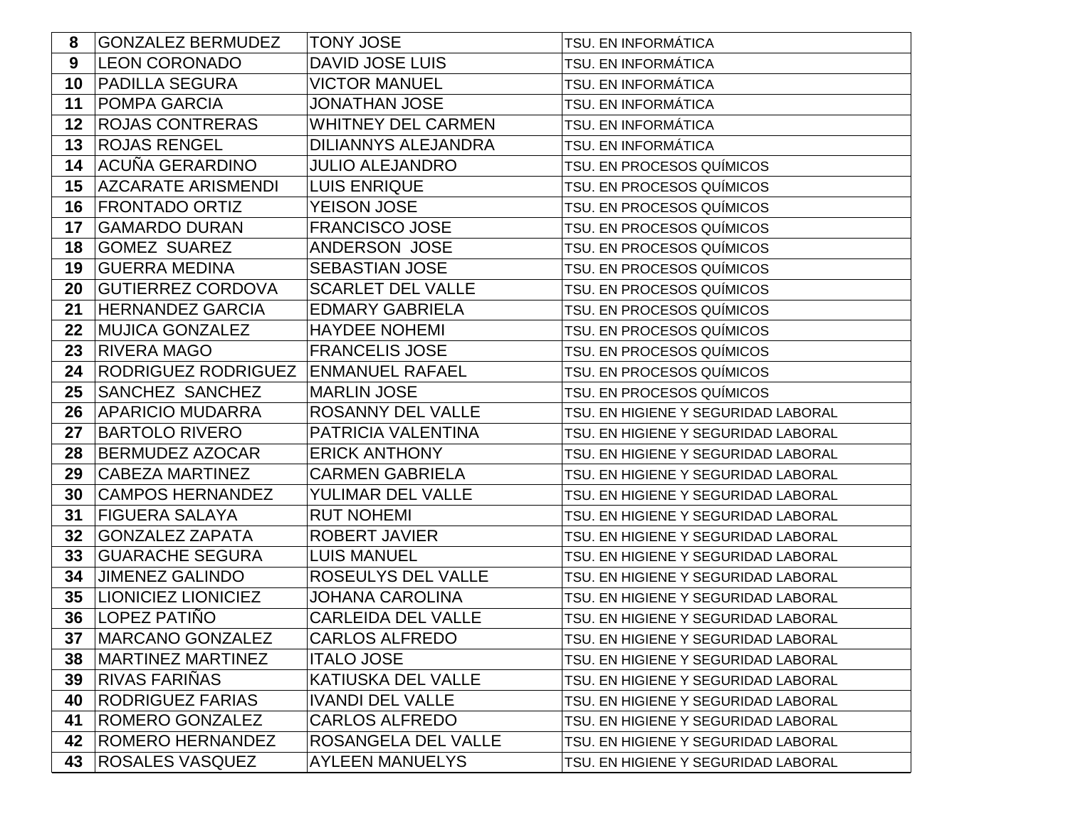| 8 | GONZALEZ BERMUDEZ | TONY JOSE | TSU. EN INFORMÁTICA |
|---|---|---|---|
| 9 | LEON CORONADO | DAVID JOSE LUIS | TSU. EN INFORMÁTICA |
| 10 | PADILLA SEGURA | VICTOR MANUEL | TSU. EN INFORMÁTICA |
| 11 | POMPA GARCIA | JONATHAN JOSE | TSU. EN INFORMÁTICA |
| 12 | ROJAS CONTRERAS | WHITNEY DEL CARMEN | TSU. EN INFORMÁTICA |
| 13 | ROJAS RENGEL | DILIANNYS ALEJANDRA | TSU. EN INFORMÁTICA |
| 14 | ACUÑA GERARDINO | JULIO ALEJANDRO | TSU. EN PROCESOS QUÍMICOS |
| 15 | AZCARATE ARISMENDI | LUIS ENRIQUE | TSU. EN PROCESOS QUÍMICOS |
| 16 | FRONTADO ORTIZ | YEISON JOSE | TSU. EN PROCESOS QUÍMICOS |
| 17 | GAMARDO DURAN | FRANCISCO JOSE | TSU. EN PROCESOS QUÍMICOS |
| 18 | GOMEZ SUAREZ | ANDERSON JOSE | TSU. EN PROCESOS QUÍMICOS |
| 19 | GUERRA MEDINA | SEBASTIAN JOSE | TSU. EN PROCESOS QUÍMICOS |
| 20 | GUTIERREZ CORDOVA | SCARLET DEL VALLE | TSU. EN PROCESOS QUÍMICOS |
| 21 | HERNANDEZ GARCIA | EDMARY GABRIELA | TSU. EN PROCESOS QUÍMICOS |
| 22 | MUJICA GONZALEZ | HAYDEE NOHEMI | TSU. EN PROCESOS QUÍMICOS |
| 23 | RIVERA MAGO | FRANCELIS JOSE | TSU. EN PROCESOS QUÍMICOS |
| 24 | RODRIGUEZ RODRIGUEZ | ENMANUEL RAFAEL | TSU. EN PROCESOS QUÍMICOS |
| 25 | SANCHEZ SANCHEZ | MARLIN JOSE | TSU. EN PROCESOS QUÍMICOS |
| 26 | APARICIO MUDARRA | ROSANNY DEL VALLE | TSU. EN HIGIENE Y SEGURIDAD LABORAL |
| 27 | BARTOLO RIVERO | PATRICIA VALENTINA | TSU. EN HIGIENE Y SEGURIDAD LABORAL |
| 28 | BERMUDEZ AZOCAR | ERICK ANTHONY | TSU. EN HIGIENE Y SEGURIDAD LABORAL |
| 29 | CABEZA MARTINEZ | CARMEN GABRIELA | TSU. EN HIGIENE Y SEGURIDAD LABORAL |
| 30 | CAMPOS HERNANDEZ | YULIMAR DEL VALLE | TSU. EN HIGIENE Y SEGURIDAD LABORAL |
| 31 | FIGUERA SALAYA | RUT NOHEMI | TSU. EN HIGIENE Y SEGURIDAD LABORAL |
| 32 | GONZALEZ ZAPATA | ROBERT JAVIER | TSU. EN HIGIENE Y SEGURIDAD LABORAL |
| 33 | GUARACHE SEGURA | LUIS MANUEL | TSU. EN HIGIENE Y SEGURIDAD LABORAL |
| 34 | JIMENEZ GALINDO | ROSEULYS DEL VALLE | TSU. EN HIGIENE Y SEGURIDAD LABORAL |
| 35 | LIONICIEZ LIONICIEZ | JOHANA CAROLINA | TSU. EN HIGIENE Y SEGURIDAD LABORAL |
| 36 | LOPEZ PATIÑO | CARLEIDA DEL VALLE | TSU. EN HIGIENE Y SEGURIDAD LABORAL |
| 37 | MARCANO GONZALEZ | CARLOS ALFREDO | TSU. EN HIGIENE Y SEGURIDAD LABORAL |
| 38 | MARTINEZ MARTINEZ | ITALO JOSE | TSU. EN HIGIENE Y SEGURIDAD LABORAL |
| 39 | RIVAS FARIÑAS | KATIUSKA DEL VALLE | TSU. EN HIGIENE Y SEGURIDAD LABORAL |
| 40 | RODRIGUEZ FARIAS | IVANDI DEL VALLE | TSU. EN HIGIENE Y SEGURIDAD LABORAL |
| 41 | ROMERO GONZALEZ | CARLOS ALFREDO | TSU. EN HIGIENE Y SEGURIDAD LABORAL |
| 42 | ROMERO HERNANDEZ | ROSANGELA DEL VALLE | TSU. EN HIGIENE Y SEGURIDAD LABORAL |
| 43 | ROSALES VASQUEZ | AYLEEN MANUELYS | TSU. EN HIGIENE Y SEGURIDAD LABORAL |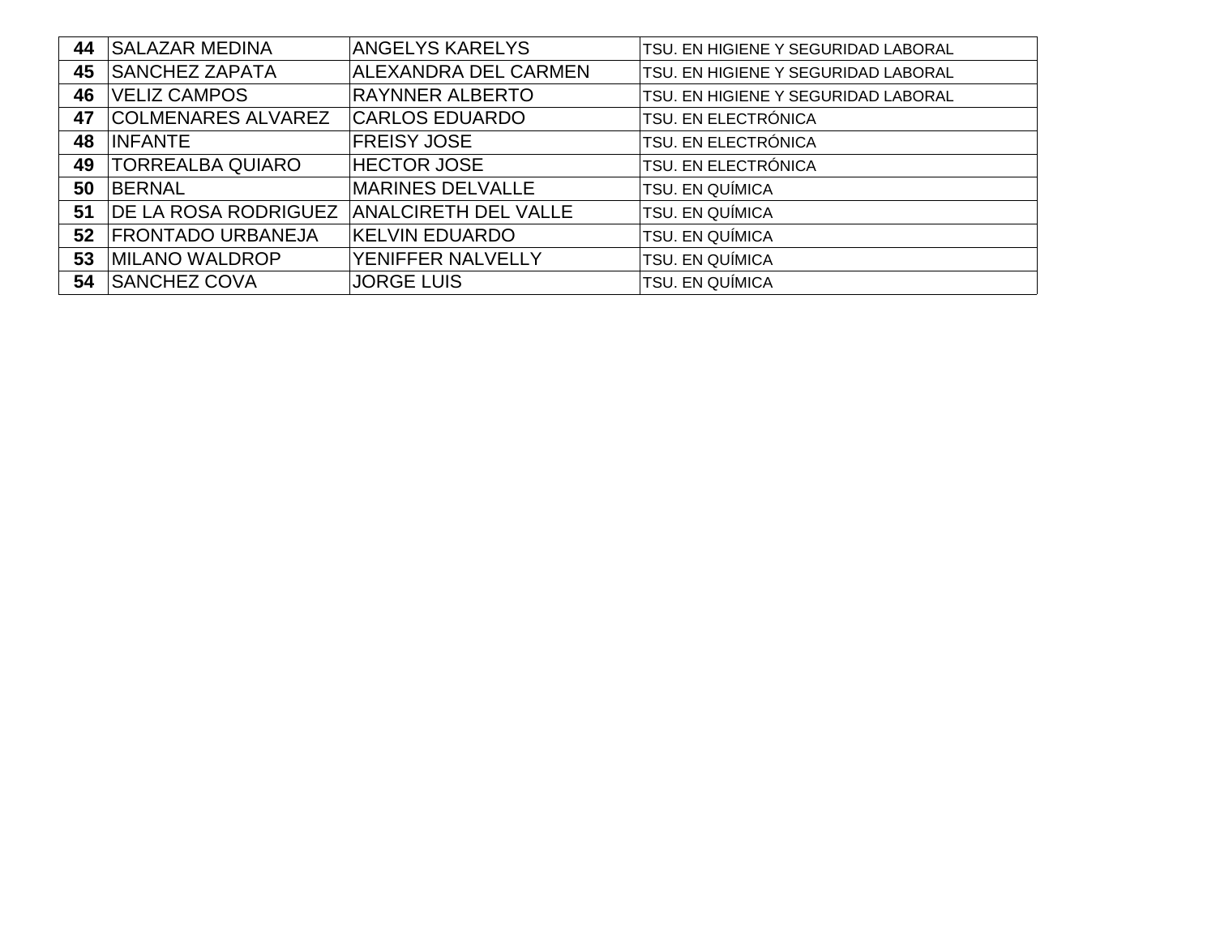| | | | |
|---|---|---|---|
| **44** | SALAZAR MEDINA | ANGELYS KARELYS | TSU. EN HIGIENE Y SEGURIDAD LABORAL |
| **45** | SANCHEZ ZAPATA | ALEXANDRA DEL CARMEN | TSU. EN HIGIENE Y SEGURIDAD LABORAL |
| **46** | VELIZ CAMPOS | RAYNNER ALBERTO | TSU. EN HIGIENE Y SEGURIDAD LABORAL |
| **47** | COLMENARES ALVAREZ | CARLOS EDUARDO | TSU. EN ELECTRÓNICA |
| **48** | INFANTE | FREISY JOSE | TSU. EN ELECTRÓNICA |
| **49** | TORREALBA QUIARO | HECTOR JOSE | TSU. EN ELECTRÓNICA |
| **50** | BERNAL | MARINES DELVALLE | TSU. EN QUÍMICA |
| **51** | DE LA ROSA RODRIGUEZ | ANALCIRETH DEL VALLE | TSU. EN QUÍMICA |
| **52** | FRONTADO URBANEJA | KELVIN EDUARDO | TSU. EN QUÍMICA |
| **53** | MILANO WALDROP | YENIFFER NALVELLY | TSU. EN QUÍMICA |
| **54** | SANCHEZ COVA | JORGE LUIS | TSU. EN QUÍMICA |